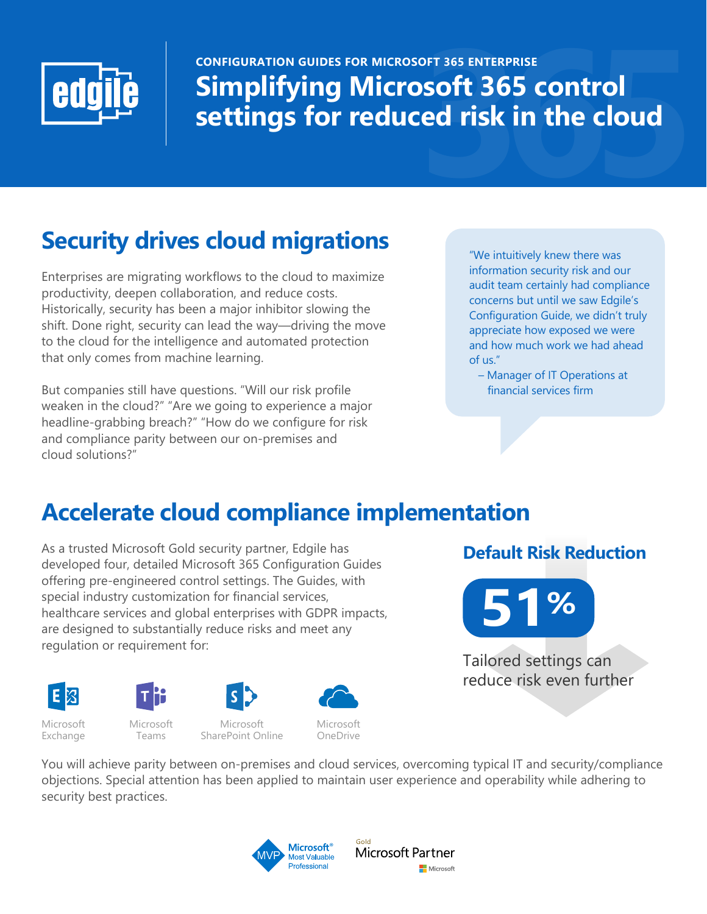**edgile**

CONFIGURATION GUIDES FOR MICROSOFT 365 ENTERPRISE

# Simplifying Microsoft 365 control settings for reduced risk in the cloud

## Security drives cloud migrations

Enterprises are migrating workflows to the cloud to maximize productivity, deepen collaboration, and reduce costs. Historically, security has been a major inhibitor slowing the shift. Done right, security can lead the way—driving the move to the cloud for the intelligence and automated protection that only comes from machine learning.

But companies still have questions. “Will our risk profile weaken in the cloud?” “Are we going to experience a major headline-grabbing breach?” “How do we configure for risk and compliance parity between our on-premises and cloud solutions?”

> “We intuitively knew there was information security risk and our audit team certainly had compliance concerns but until we saw Edgile’s Configuration Guide, we didn’t truly appreciate how exposed we were and how much work we had ahead of us.”
>
> – Manager of IT Operations at financial services firm

## Accelerate cloud compliance implementation

As a trusted Microsoft Gold security partner, Edgile has developed four, detailed Microsoft 365 Configuration Guides offering pre-engineered control settings. The Guides, with special industry customization for financial services, healthcare services and global enterprises with GDPR impacts, are designed to substantially reduce risks and meet any regulation or requirement for:

- Microsoft Exchange
- Microsoft Teams
- Microsoft SharePoint Online
- Microsoft OneDrive

### Default Risk Reduction

**51%**

Tailored settings can reduce risk even further

You will achieve parity between on-premises and cloud services, overcoming typical IT and security/compliance objections. Special attention has been applied to maintain user experience and operability while adhering to security best practices.

Microsoft® Most Valuable Professional (MVP)

Gold Microsoft Partner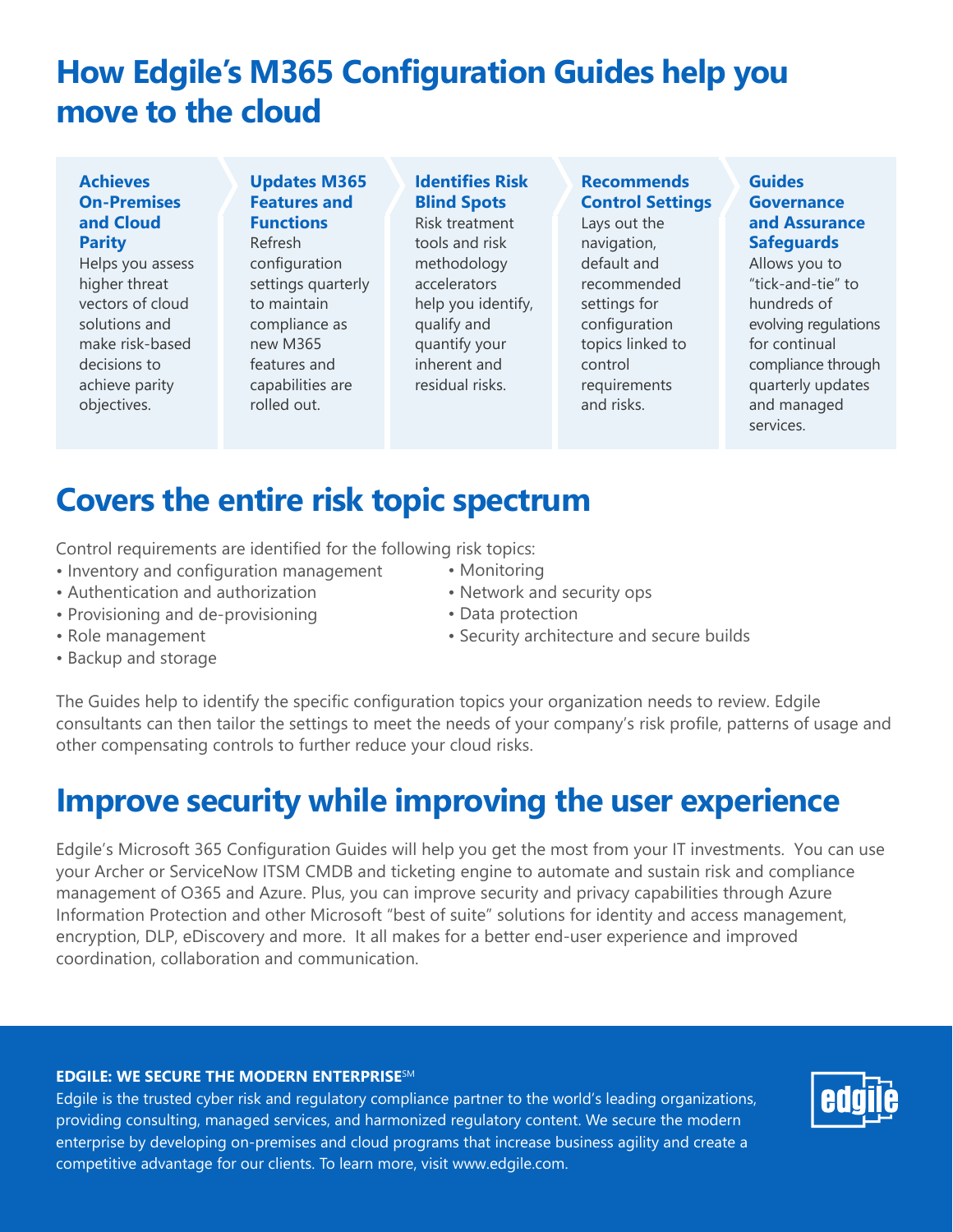# How Edgile's M365 Configuration Guides help you move to the cloud

**Achieves On-Premises and Cloud Parity**
Helps you assess higher threat vectors of cloud solutions and make risk-based decisions to achieve parity objectives.

**Updates M365 Features and Functions**
Refresh configuration settings quarterly to maintain compliance as new M365 features and capabilities are rolled out.

**Identifies Risk Blind Spots**
Risk treatment tools and risk methodology accelerators help you identify, qualify and quantify your inherent and residual risks.

**Recommends Control Settings**
Lays out the navigation, default and recommended settings for configuration topics linked to control requirements and risks.

**Guides Governance and Assurance Safeguards**
Allows you to "tick-and-tie" to hundreds of evolving regulations for continual compliance through quarterly updates and managed services.

# Covers the entire risk topic spectrum

Control requirements are identified for the following risk topics:

- Inventory and configuration management
- Authentication and authorization
- Provisioning and de-provisioning
- Role management
- Backup and storage
- Monitoring
- Network and security ops
- Data protection
- Security architecture and secure builds

The Guides help to identify the specific configuration topics your organization needs to review. Edgile consultants can then tailor the settings to meet the needs of your company's risk profile, patterns of usage and other compensating controls to further reduce your cloud risks.

# Improve security while improving the user experience

Edgile's Microsoft 365 Configuration Guides will help you get the most from your IT investments. You can use your Archer or ServiceNow ITSM CMDB and ticketing engine to automate and sustain risk and compliance management of O365 and Azure. Plus, you can improve security and privacy capabilities through Azure Information Protection and other Microsoft "best of suite" solutions for identity and access management, encryption, DLP, eDiscovery and more. It all makes for a better end-user experience and improved coordination, collaboration and communication.

**EDGILE: WE SECURE THE MODERN ENTERPRISE**SM

Edgile is the trusted cyber risk and regulatory compliance partner to the world's leading organizations, providing consulting, managed services, and harmonized regulatory content. We secure the modern enterprise by developing on-premises and cloud programs that increase business agility and create a competitive advantage for our clients. To learn more, visit www.edgile.com.

edgile